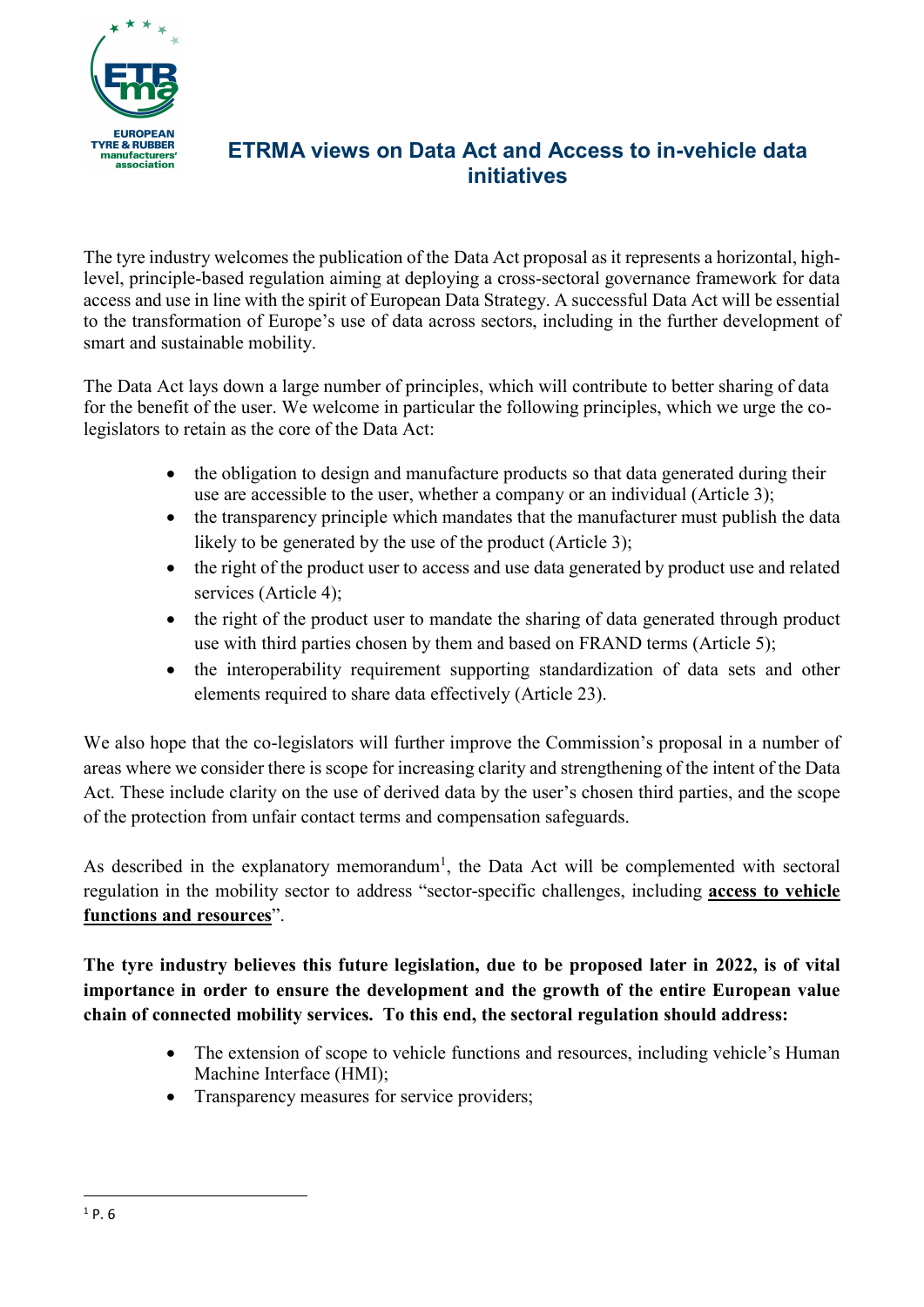EUROPEAN TYRE & RUBBER manufacturers' association

# ETRMA views on Data Act and Access to in-vehicle data initiatives

The tyre industry welcomes the publication of the Data Act proposal as it represents a horizontal, high-level, principle-based regulation aiming at deploying a cross-sectoral governance framework for data access and use in line with the spirit of European Data Strategy. A successful Data Act will be essential to the transformation of Europe's use of data across sectors, including in the further development of smart and sustainable mobility.

The Data Act lays down a large number of principles, which will contribute to better sharing of data for the benefit of the user. We welcome in particular the following principles, which we urge the co-legislators to retain as the core of the Data Act:

- the obligation to design and manufacture products so that data generated during their use are accessible to the user, whether a company or an individual (Article 3);
- the transparency principle which mandates that the manufacturer must publish the data likely to be generated by the use of the product (Article 3);
- the right of the product user to access and use data generated by product use and related services (Article 4);
- the right of the product user to mandate the sharing of data generated through product use with third parties chosen by them and based on FRAND terms (Article 5);
- the interoperability requirement supporting standardization of data sets and other elements required to share data effectively (Article 23).

We also hope that the co-legislators will further improve the Commission's proposal in a number of areas where we consider there is scope for increasing clarity and strengthening of the intent of the Data Act. These include clarity on the use of derived data by the user's chosen third parties, and the scope of the protection from unfair contact terms and compensation safeguards.

As described in the explanatory memorandum[1], the Data Act will be complemented with sectoral regulation in the mobility sector to address "sector-specific challenges, including **access to vehicle functions and resources**".

**The tyre industry believes this future legislation, due to be proposed later in 2022, is of vital importance in order to ensure the development and the growth of the entire European value chain of connected mobility services. To this end, the sectoral regulation should address:**

- The extension of scope to vehicle functions and resources, including vehicle's Human Machine Interface (HMI);
- Transparency measures for service providers;

[1] P. 6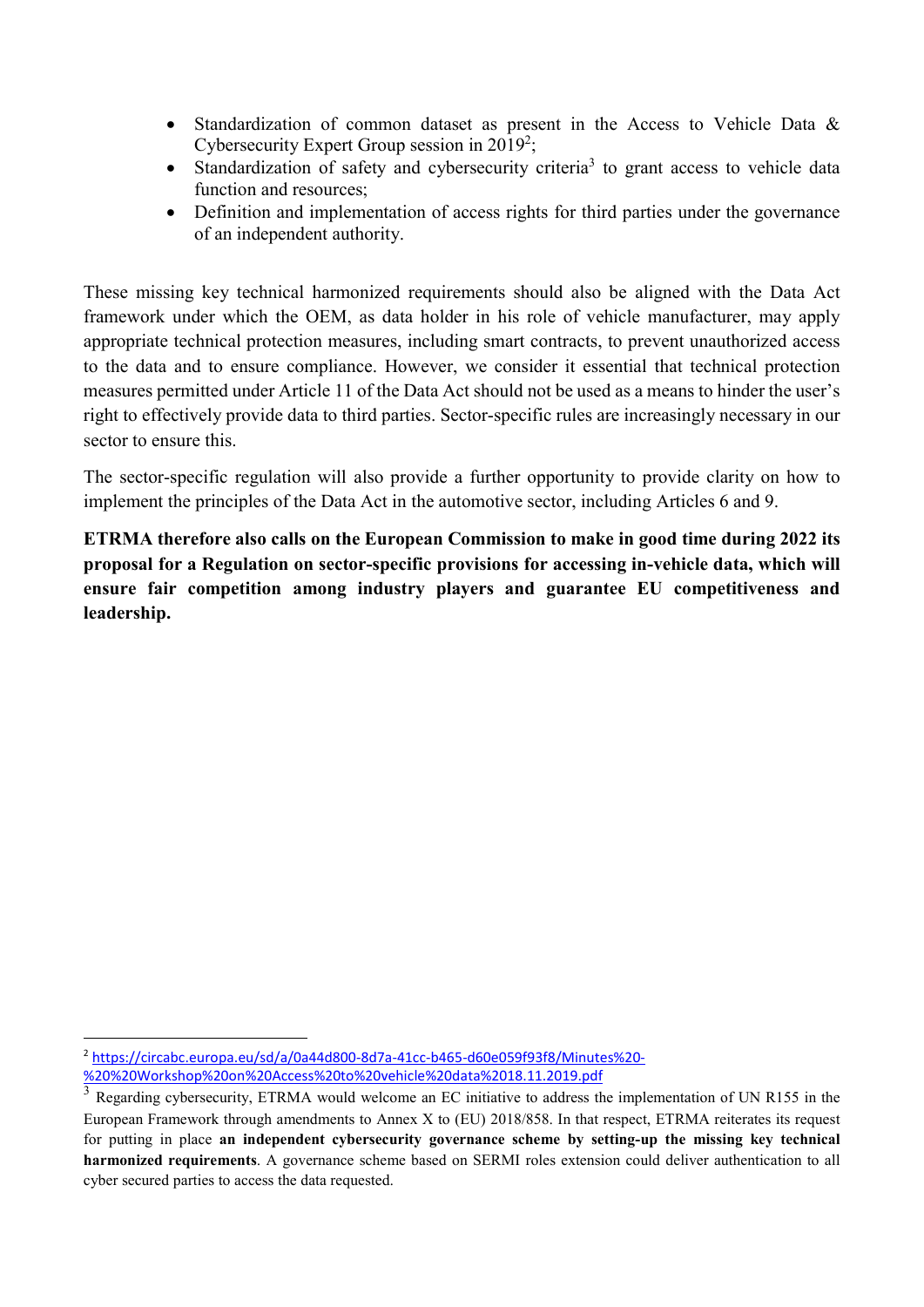- Standardization of common dataset as present in the Access to Vehicle Data & Cybersecurity Expert Group session in 2019[2];
- Standardization of safety and cybersecurity criteria[3] to grant access to vehicle data function and resources;
- Definition and implementation of access rights for third parties under the governance of an independent authority.

These missing key technical harmonized requirements should also be aligned with the Data Act framework under which the OEM, as data holder in his role of vehicle manufacturer, may apply appropriate technical protection measures, including smart contracts, to prevent unauthorized access to the data and to ensure compliance. However, we consider it essential that technical protection measures permitted under Article 11 of the Data Act should not be used as a means to hinder the user's right to effectively provide data to third parties. Sector-specific rules are increasingly necessary in our sector to ensure this.

The sector-specific regulation will also provide a further opportunity to provide clarity on how to implement the principles of the Data Act in the automotive sector, including Articles 6 and 9.

**ETRMA therefore also calls on the European Commission to make in good time during 2022 its proposal for a Regulation on sector-specific provisions for accessing in-vehicle data, which will ensure fair competition among industry players and guarantee EU competitiveness and leadership.**

---

[2] https://circabc.europa.eu/sd/a/0a44d800-8d7a-41cc-b465-d60e059f93f8/Minutes%20-%20%20Workshop%20on%20Access%20to%20vehicle%20data%2018.11.2019.pdf

[3] Regarding cybersecurity, ETRMA would welcome an EC initiative to address the implementation of UN R155 in the European Framework through amendments to Annex X to (EU) 2018/858. In that respect, ETRMA reiterates its request for putting in place **an independent cybersecurity governance scheme by setting-up the missing key technical harmonized requirements**. A governance scheme based on SERMI roles extension could deliver authentication to all cyber secured parties to access the data requested.